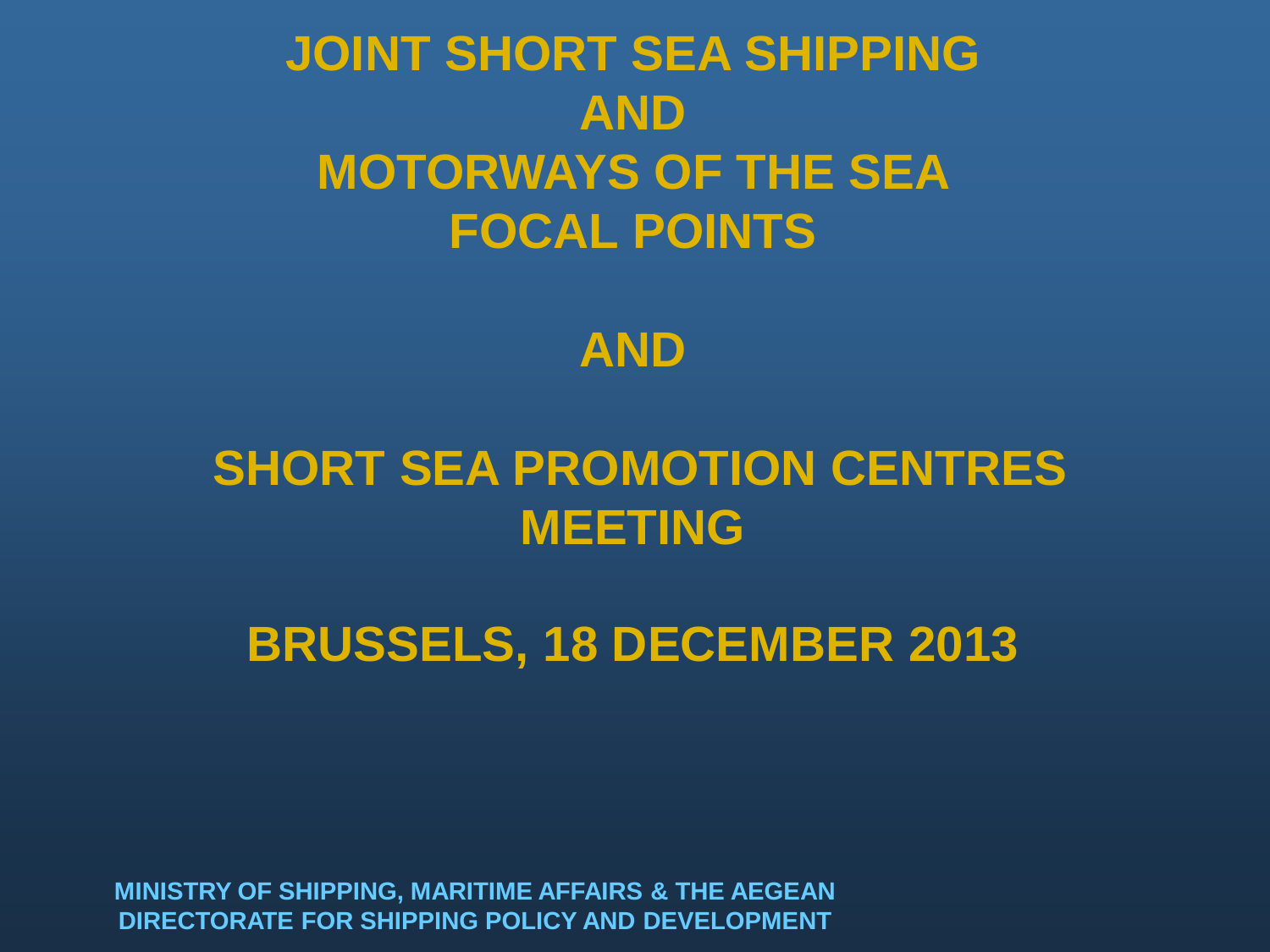# JOINT SHORT SEA SHIPPING AND MOTORWAYS OF THE SEA FOCAL POINTS

# AND

# SHORT SEA PROMOTION CENTRES MEETING

## BRUSSELS, 18 DECEMBER 2013

**MINISTRY OF SHIPPING, MARITIME AFFAIRS & THE AEGEAN**
**DIRECTORATE FOR SHIPPING POLICY AND DEVELOPMENT**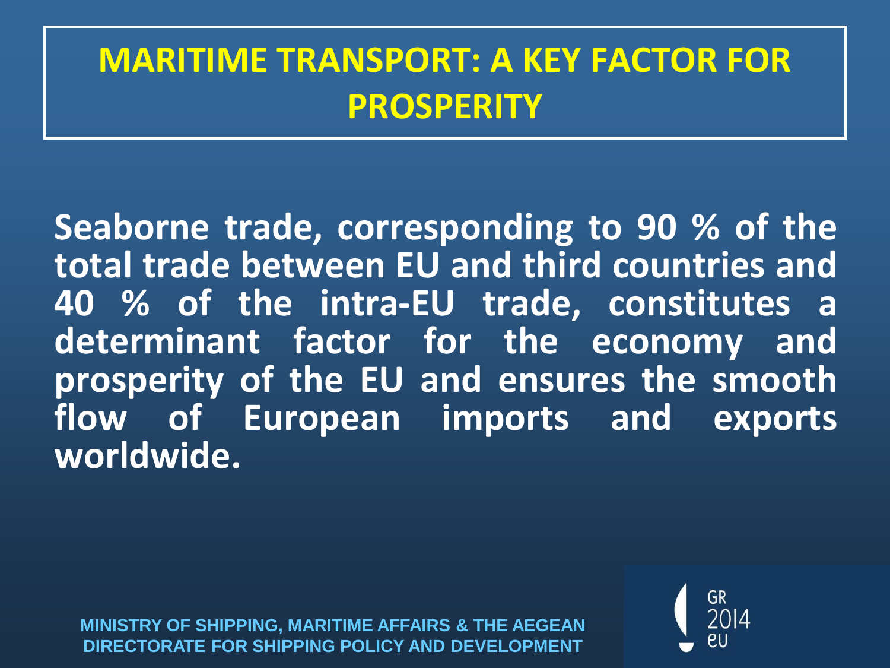# MARITIME TRANSPORT: A KEY FACTOR FOR PROSPERITY

**Seaborne trade, corresponding to 90 % of the total trade between EU and third countries and 40 % of the intra-EU trade, constitutes a determinant factor for the economy and prosperity of the EU and ensures the smooth flow of European imports and exports worldwide.**

MINISTRY OF SHIPPING, MARITIME AFFAIRS & THE AEGEAN
DIRECTORATE FOR SHIPPING POLICY AND DEVELOPMENT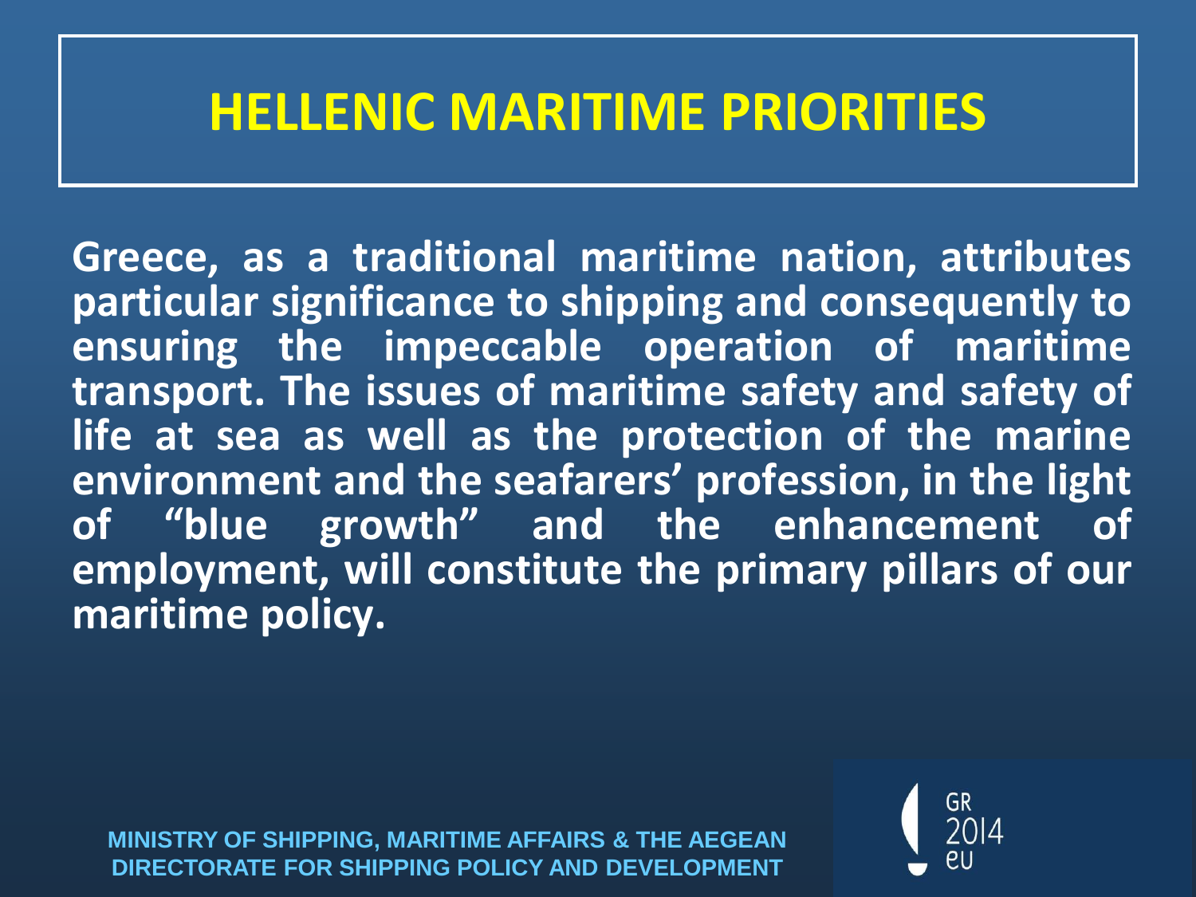# HELLENIC MARITIME PRIORITIES

**Greece, as a traditional maritime nation, attributes particular significance to shipping and consequently to ensuring the impeccable operation of maritime transport. The issues of maritime safety and safety of life at sea as well as the protection of the marine environment and the seafarers' profession, in the light of "blue growth" and the enhancement of employment, will constitute the primary pillars of our maritime policy.**

MINISTRY OF SHIPPING, MARITIME AFFAIRS & THE AEGEAN
DIRECTORATE FOR SHIPPING POLICY AND DEVELOPMENT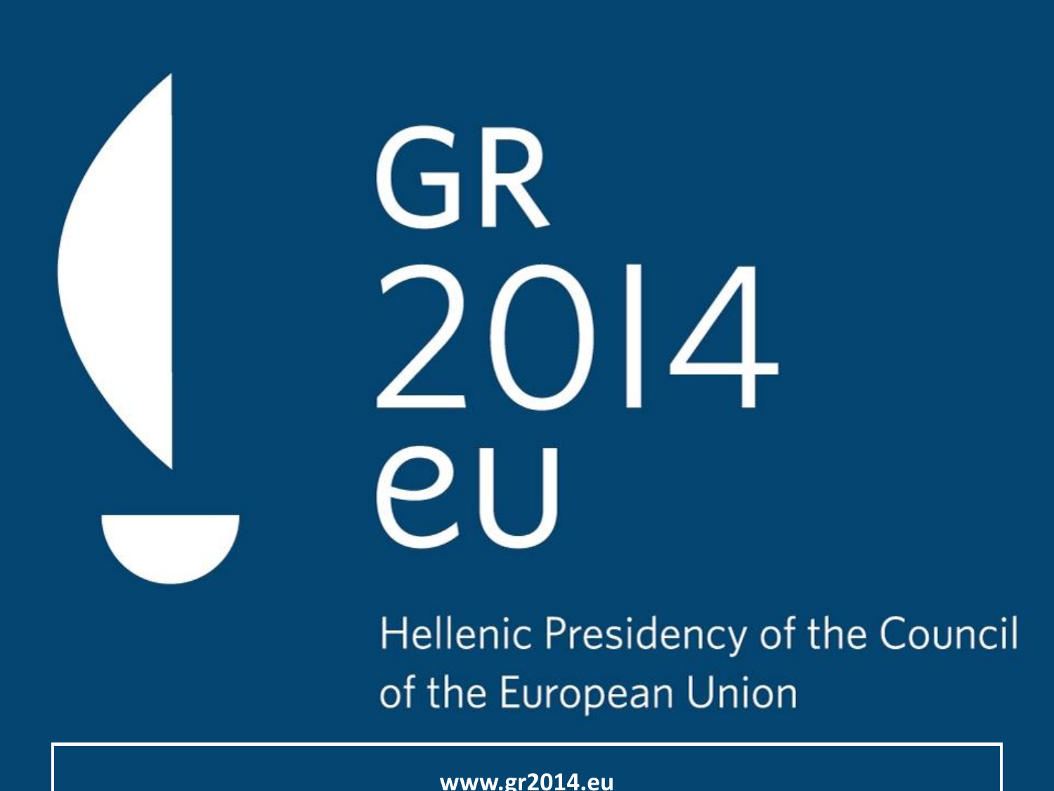GR
2014
eu

Hellenic Presidency of the Council of the European Union

**www.gr2014.eu**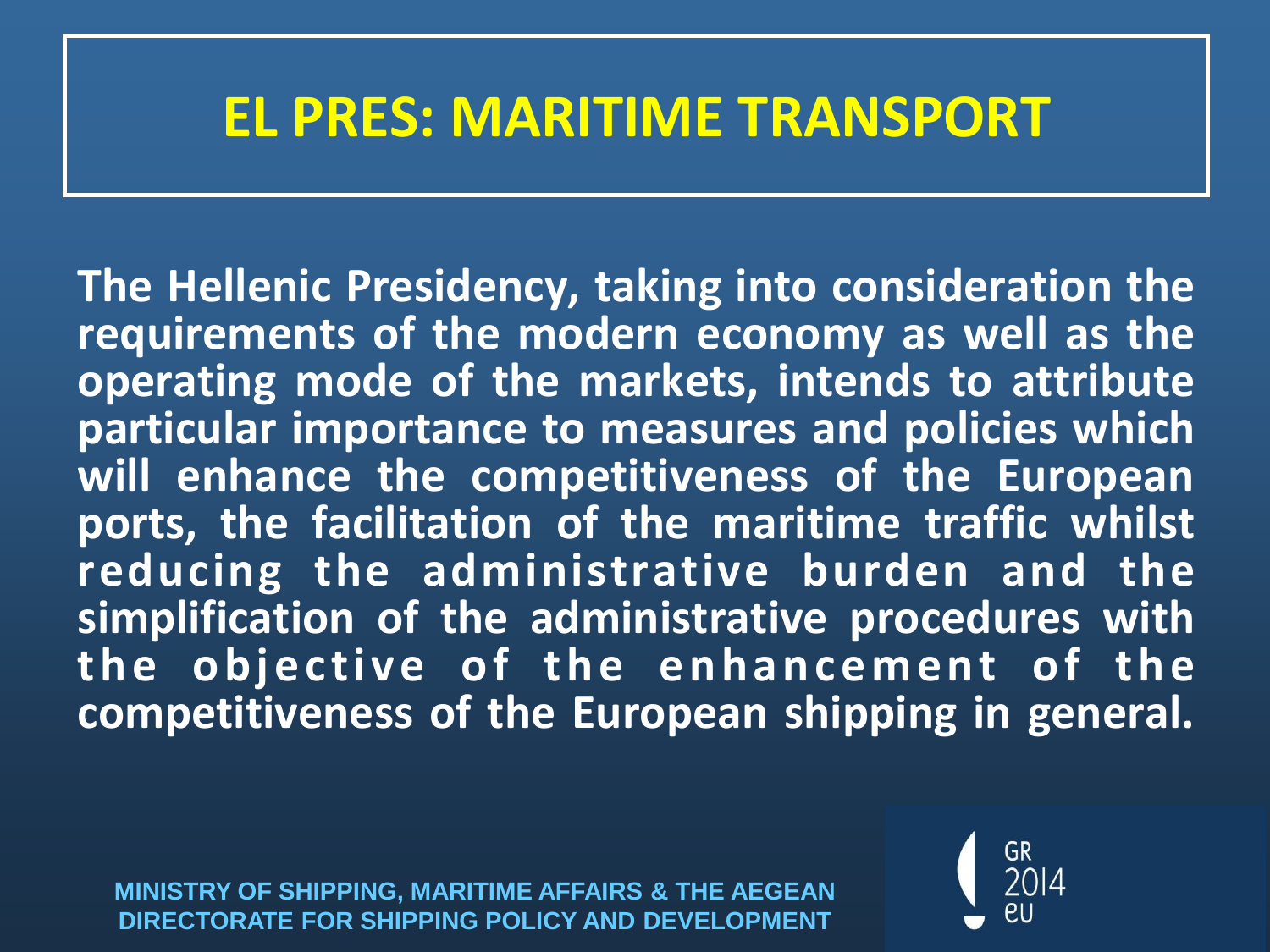# EL PRES: MARITIME TRANSPORT

**The Hellenic Presidency, taking into consideration the requirements of the modern economy as well as the operating mode of the markets, intends to attribute particular importance to measures and policies which will enhance the competitiveness of the European ports, the facilitation of the maritime traffic whilst reducing the administrative burden and the simplification of the administrative procedures with the objective of the enhancement of the competitiveness of the European shipping in general.**

MINISTRY OF SHIPPING, MARITIME AFFAIRS & THE AEGEAN
DIRECTORATE FOR SHIPPING POLICY AND DEVELOPMENT

GR 2014 eu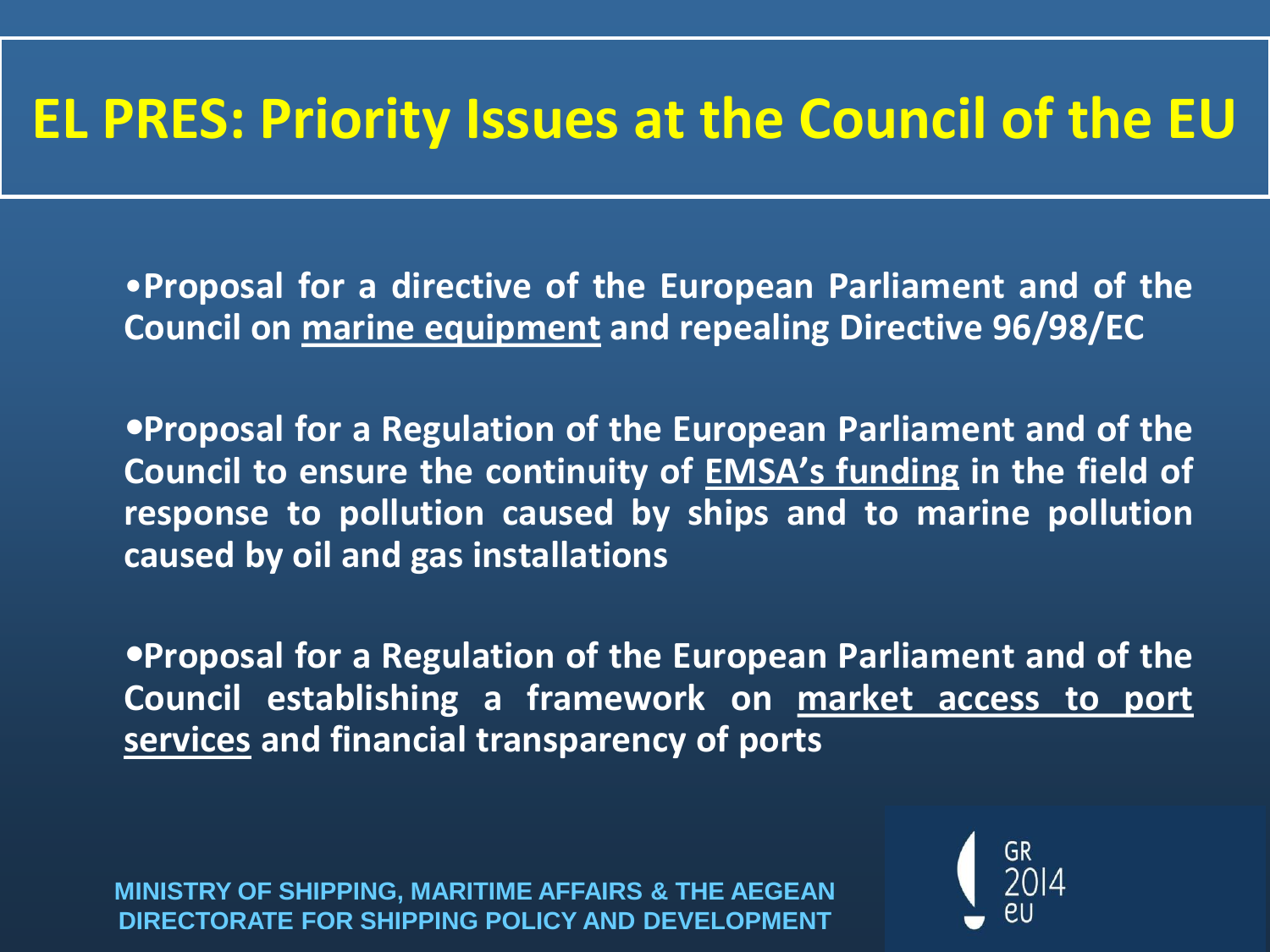# EL PRES: Priority Issues at the Council of the EU

- **Proposal for a directive of the European Parliament and of the Council on marine equipment and repealing Directive 96/98/EC**

- **Proposal for a Regulation of the European Parliament and of the Council to ensure the continuity of EMSA's funding in the field of response to pollution caused by ships and to marine pollution caused by oil and gas installations**

- **Proposal for a Regulation of the European Parliament and of the Council establishing a framework on market access to port services and financial transparency of ports**

MINISTRY OF SHIPPING, MARITIME AFFAIRS & THE AEGEAN
DIRECTORATE FOR SHIPPING POLICY AND DEVELOPMENT

GR 2014 eu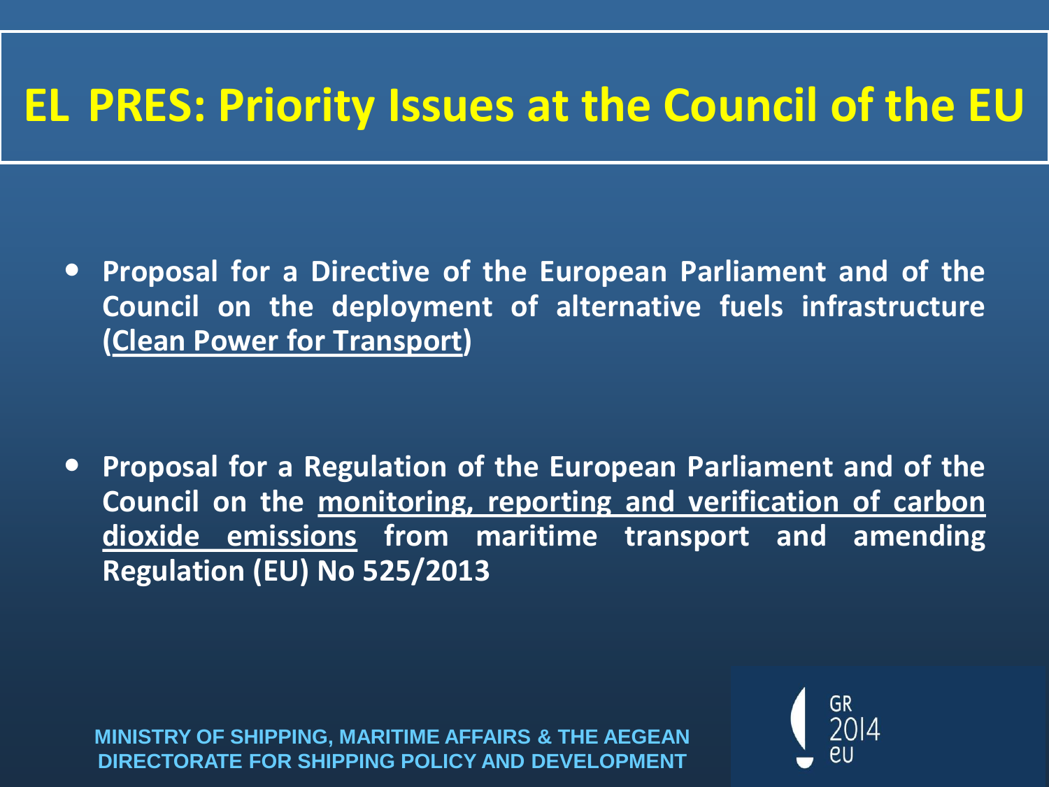# EL PRES: Priority Issues at the Council of the EU

- **Proposal for a Directive of the European Parliament and of the Council on the deployment of alternative fuels infrastructure (<u>Clean Power for Transport</u>)**

- **Proposal for a Regulation of the European Parliament and of the Council on the <u>monitoring, reporting and verification of carbon dioxide emissions</u> from maritime transport and amending Regulation (EU) No 525/2013**

MINISTRY OF SHIPPING, MARITIME AFFAIRS & THE AEGEAN
DIRECTORATE FOR SHIPPING POLICY AND DEVELOPMENT

GR 2014 eu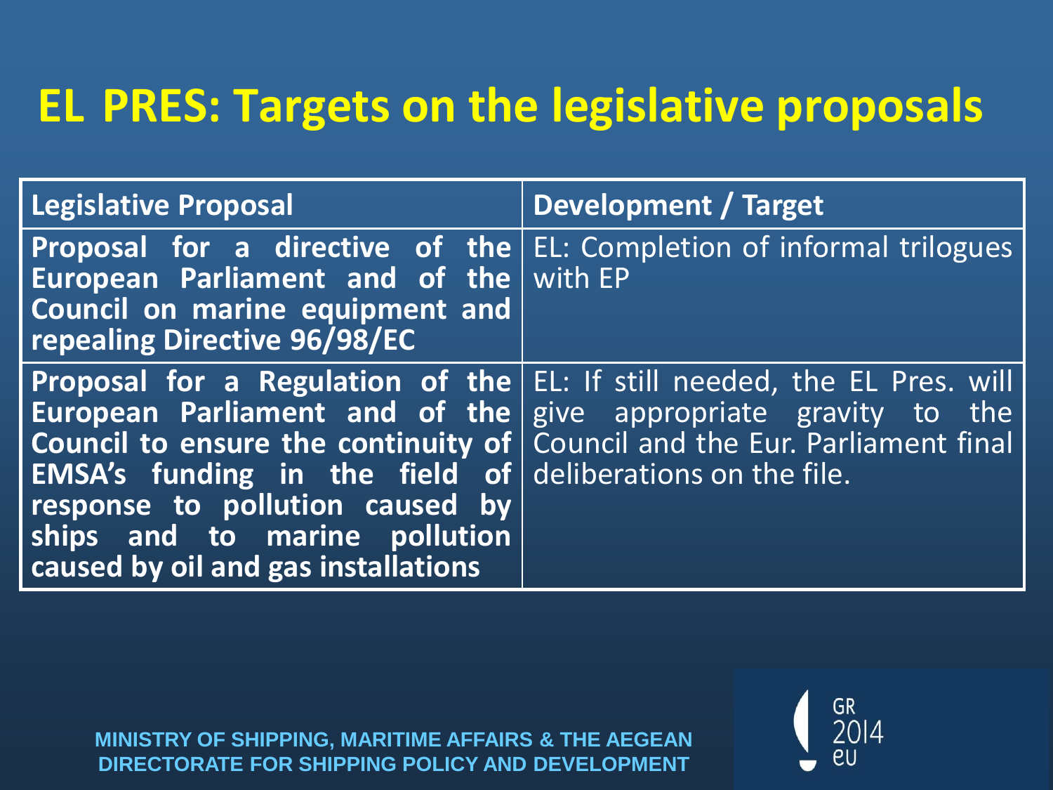# EL PRES: Targets on the legislative proposals

| Legislative Proposal | Development / Target |
|---|---|
| **Proposal for a directive of the European Parliament and of the Council on marine equipment and repealing Directive 96/98/EC** | EL: Completion of informal trilogues with EP |
| **Proposal for a Regulation of the European Parliament and of the Council to ensure the continuity of EMSA's funding in the field of response to pollution caused by ships and to marine pollution caused by oil and gas installations** | EL: If still needed, the EL Pres. will give appropriate gravity to the Council and the Eur. Parliament final deliberations on the file. |

MINISTRY OF SHIPPING, MARITIME AFFAIRS & THE AEGEAN
DIRECTORATE FOR SHIPPING POLICY AND DEVELOPMENT

GR 2014 eu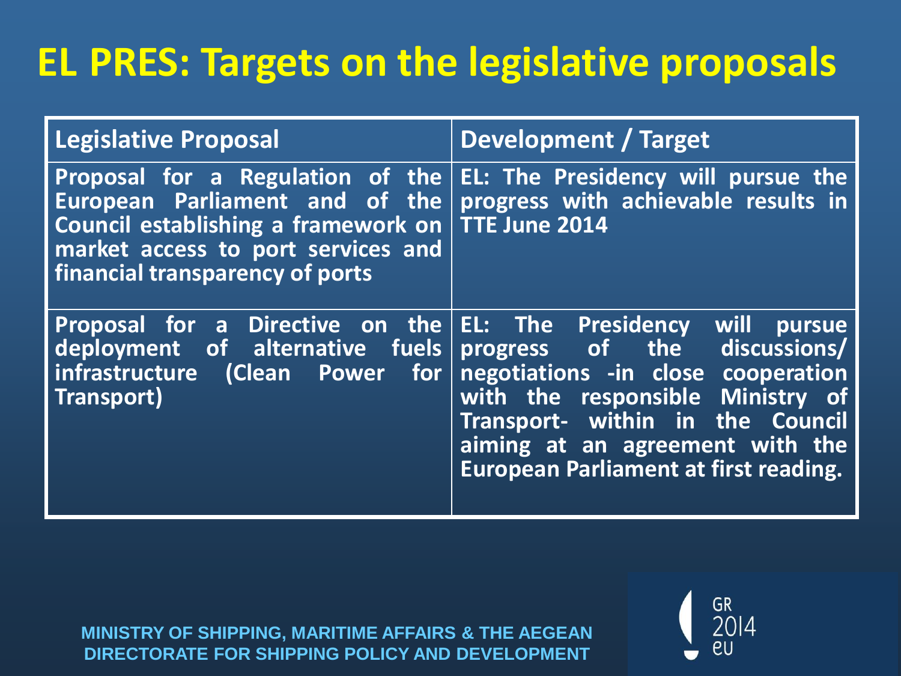# EL PRES: Targets on the legislative proposals

| Legislative Proposal | Development / Target |
| --- | --- |
| Proposal for a Regulation of the European Parliament and of the Council establishing a framework on market access to port services and financial transparency of ports | EL: The Presidency will pursue the progress with achievable results in TTE June 2014 |
| Proposal for a Directive on the deployment of alternative fuels infrastructure (Clean Power for Transport) | EL: The Presidency will pursue progress of the discussions/ negotiations -in close cooperation with the responsible Ministry of Transport- within in the Council aiming at an agreement with the European Parliament at first reading. |

MINISTRY OF SHIPPING, MARITIME AFFAIRS & THE AEGEAN
DIRECTORATE FOR SHIPPING POLICY AND DEVELOPMENT

GR 2014 eu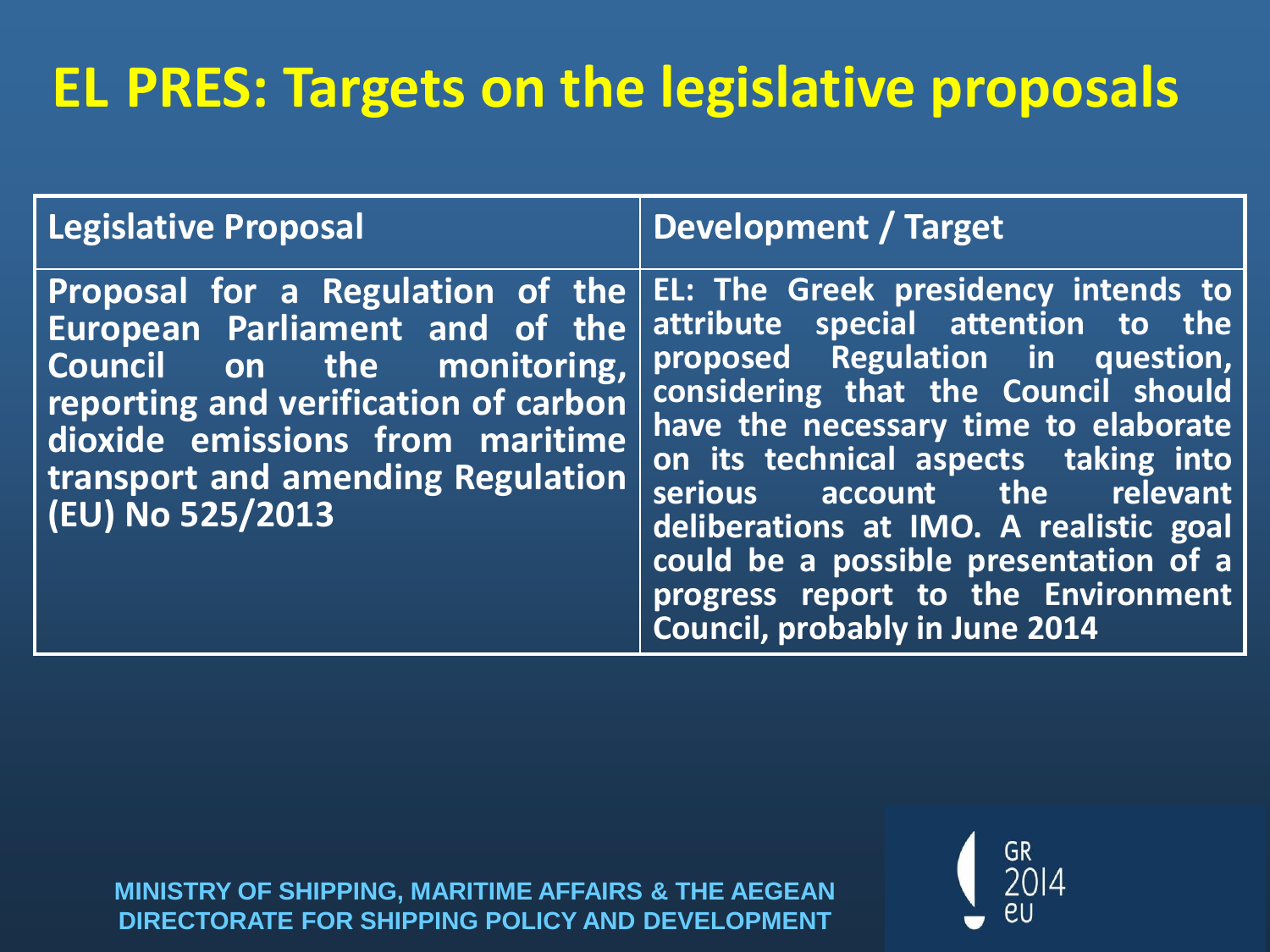# EL PRES: Targets on the legislative proposals

| Legislative Proposal | Development / Target |
|---|---|
| Proposal for a Regulation of the European Parliament and of the Council on the monitoring, reporting and verification of carbon dioxide emissions from maritime transport and amending Regulation (EU) No 525/2013 | EL: The Greek presidency intends to attribute special attention to the proposed Regulation in question, considering that the Council should have the necessary time to elaborate on its technical aspects taking into serious account the relevant deliberations at IMO. A realistic goal could be a possible presentation of a progress report to the Environment Council, probably in June 2014 |

MINISTRY OF SHIPPING, MARITIME AFFAIRS & THE AEGEAN
DIRECTORATE FOR SHIPPING POLICY AND DEVELOPMENT

GR 2014 eu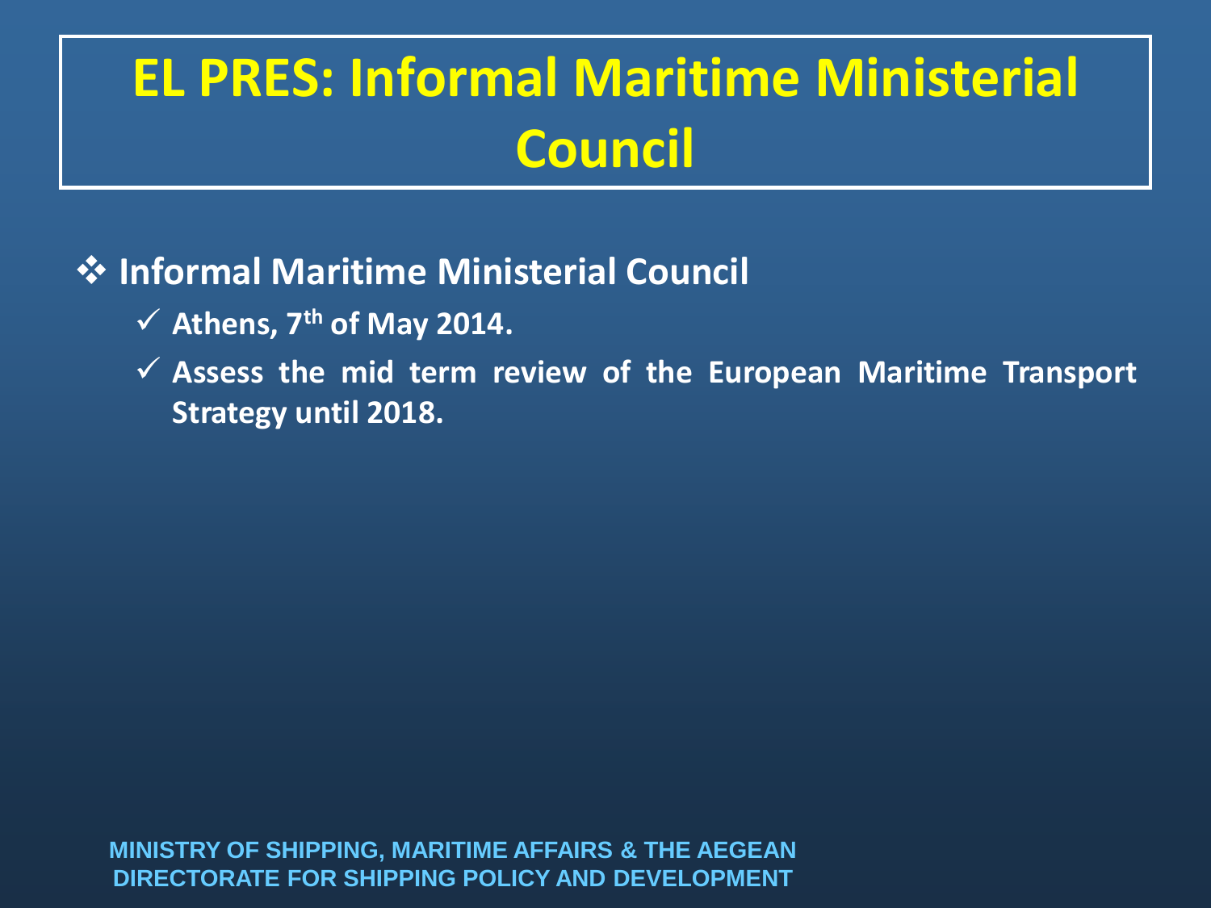# EL PRES: Informal Maritime Ministerial Council

- **Informal Maritime Ministerial Council**
  - ✓ **Athens, 7th of May 2014.**
  - ✓ **Assess the mid term review of the European Maritime Transport Strategy until 2018.**

**MINISTRY OF SHIPPING, MARITIME AFFAIRS & THE AEGEAN**
**DIRECTORATE FOR SHIPPING POLICY AND DEVELOPMENT**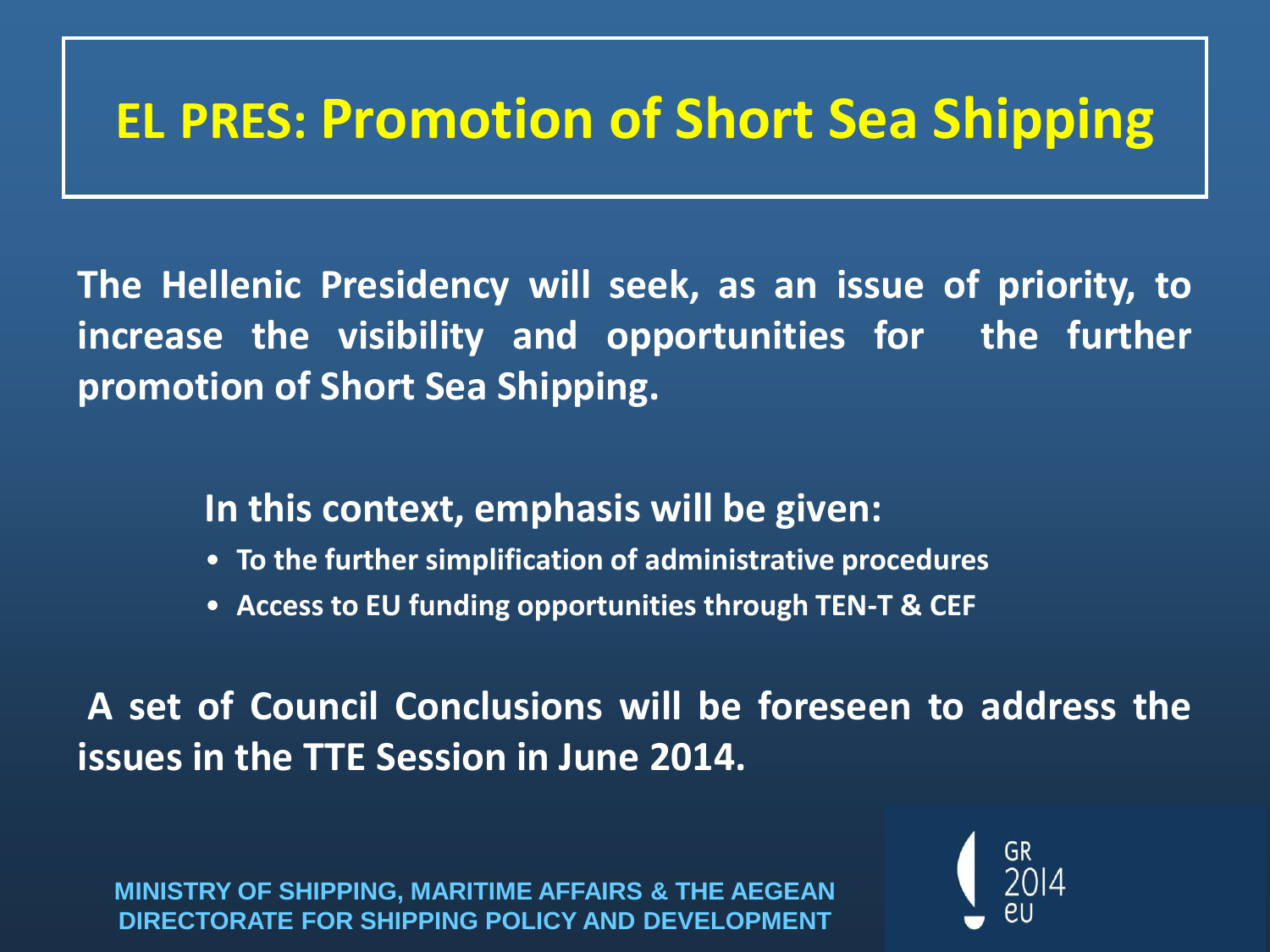# EL PRES: Promotion of Short Sea Shipping

**The Hellenic Presidency will seek, as an issue of priority, to increase the visibility and opportunities for the further promotion of Short Sea Shipping.**

**In this context, emphasis will be given:**

- **To the further simplification of administrative procedures**
- **Access to EU funding opportunities through TEN-T & CEF**

**A set of Council Conclusions will be foreseen to address the issues in the TTE Session in June 2014.**

**MINISTRY OF SHIPPING, MARITIME AFFAIRS & THE AEGEAN**
**DIRECTORATE FOR SHIPPING POLICY AND DEVELOPMENT**

GR 2014 eu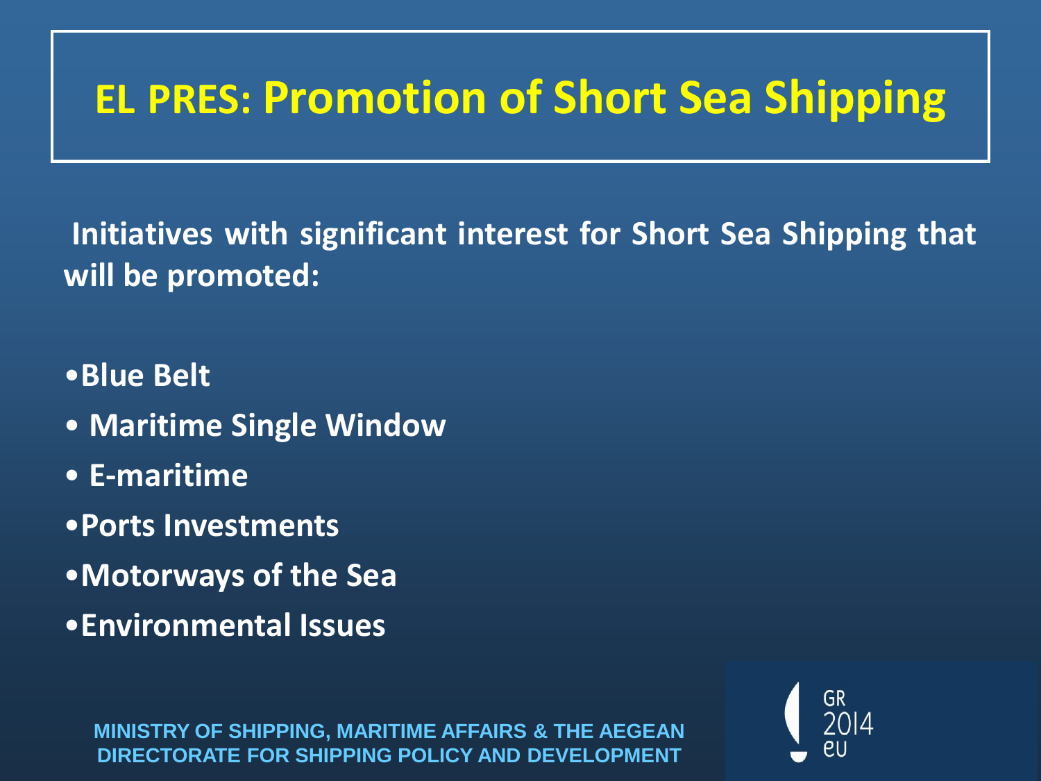# EL PRES: Promotion of Short Sea Shipping

**Initiatives with significant interest for Short Sea Shipping that will be promoted:**

- **Blue Belt**
- **Maritime Single Window**
- **E-maritime**
- **Ports Investments**
- **Motorways of the Sea**
- **Environmental Issues**

MINISTRY OF SHIPPING, MARITIME AFFAIRS & THE AEGEAN
DIRECTORATE FOR SHIPPING POLICY AND DEVELOPMENT

GR 2014 eu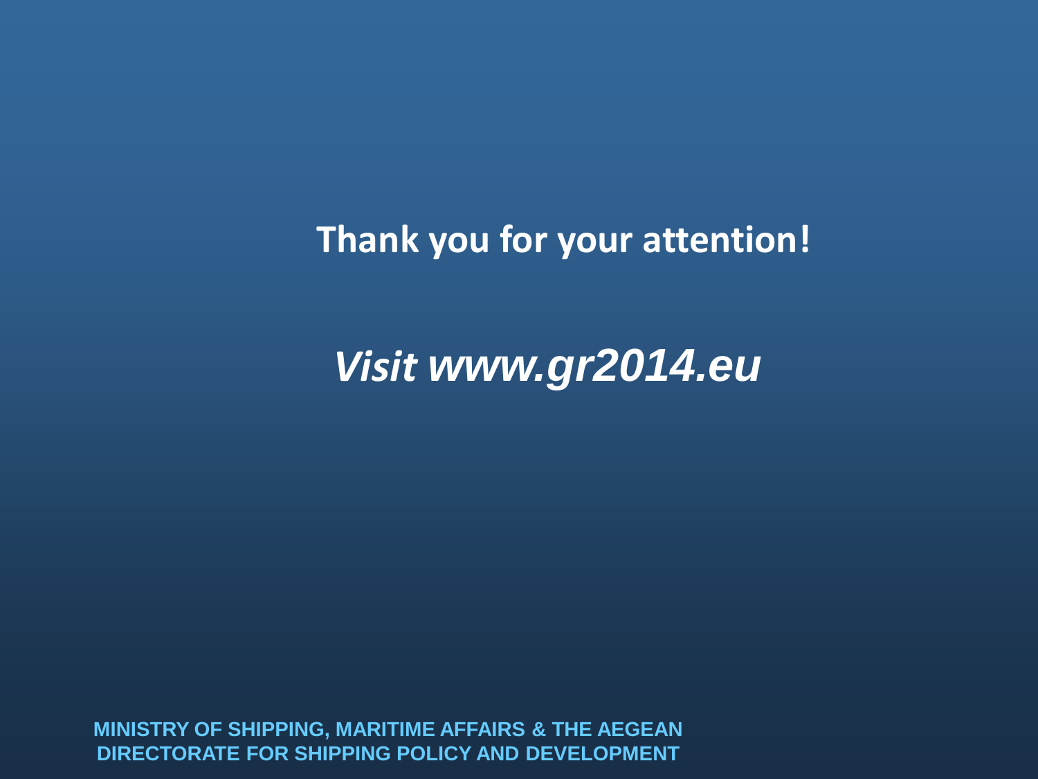**Thank you for your attention!**

***Visit www.gr2014.eu***